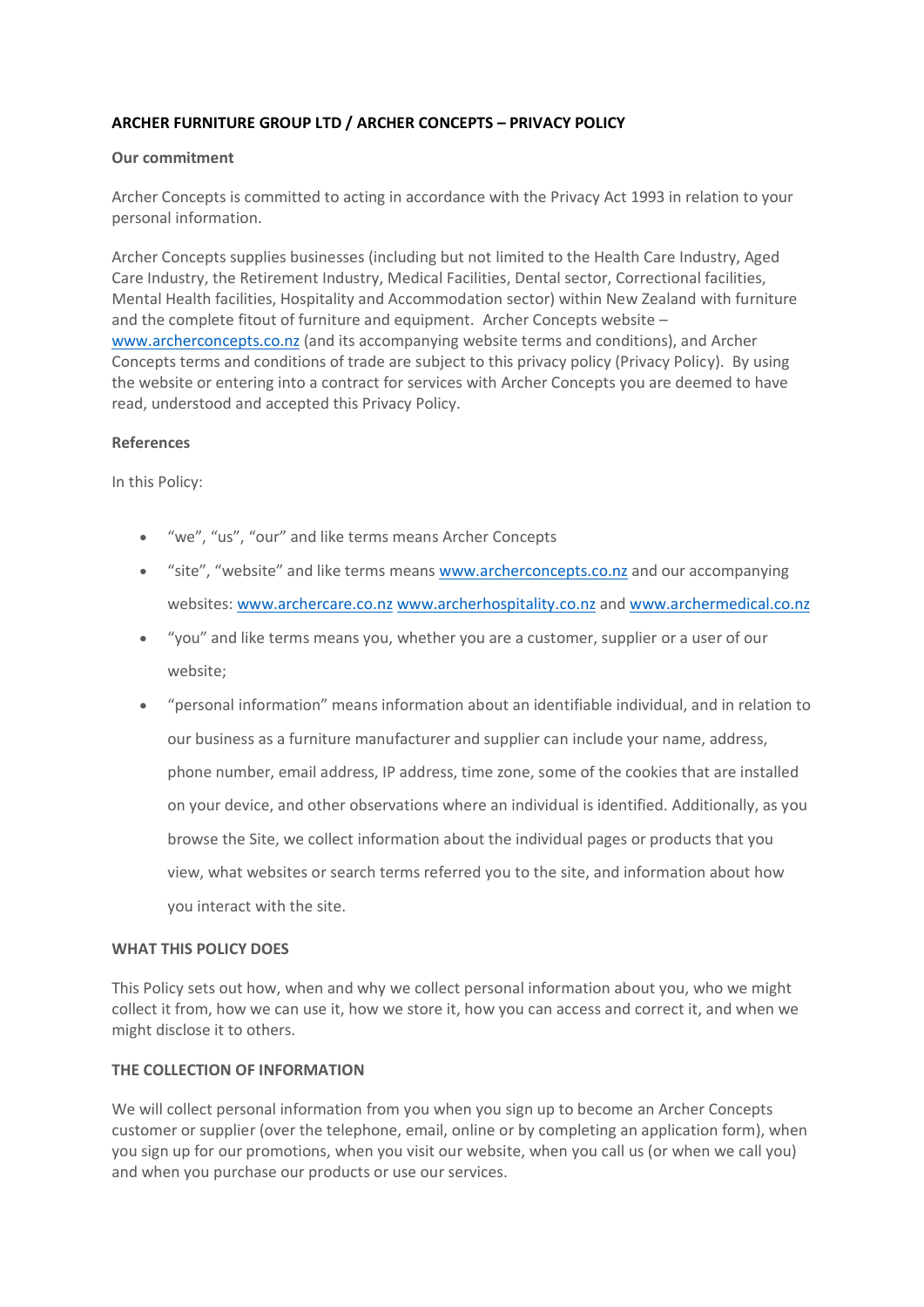**ARCHER FURNITURE GROUP LTD / ARCHER CONCEPTS – PRIVACY POLICY**

**Our commitment**

Archer Concepts is committed to acting in accordance with the Privacy Act 1993 in relation to your personal information.

Archer Concepts supplies businesses (including but not limited to the Health Care Industry, Aged Care Industry, the Retirement Industry, Medical Facilities, Dental sector, Correctional facilities, Mental Health facilities, Hospitality and Accommodation sector) within New Zealand with furniture and the complete fitout of furniture and equipment. Archer Concepts website – www.archerconcepts.co.nz (and its accompanying website terms and conditions), and Archer Concepts terms and conditions of trade are subject to this privacy policy (Privacy Policy). By using the website or entering into a contract for services with Archer Concepts you are deemed to have read, understood and accepted this Privacy Policy.

**References**

In this Policy:

- "we", "us", "our" and like terms means Archer Concepts
- "site", "website" and like terms means www.archerconcepts.co.nz and our accompanying websites: www.archercare.co.nz www.archerhospitality.co.nz and www.archermedical.co.nz
- "you" and like terms means you, whether you are a customer, supplier or a user of our website;
- "personal information" means information about an identifiable individual, and in relation to our business as a furniture manufacturer and supplier can include your name, address, phone number, email address, IP address, time zone, some of the cookies that are installed on your device, and other observations where an individual is identified. Additionally, as you browse the Site, we collect information about the individual pages or products that you view, what websites or search terms referred you to the site, and information about how you interact with the site.

**WHAT THIS POLICY DOES**

This Policy sets out how, when and why we collect personal information about you, who we might collect it from, how we can use it, how we store it, how you can access and correct it, and when we might disclose it to others.

**THE COLLECTION OF INFORMATION**

We will collect personal information from you when you sign up to become an Archer Concepts customer or supplier (over the telephone, email, online or by completing an application form), when you sign up for our promotions, when you visit our website, when you call us (or when we call you) and when you purchase our products or use our services.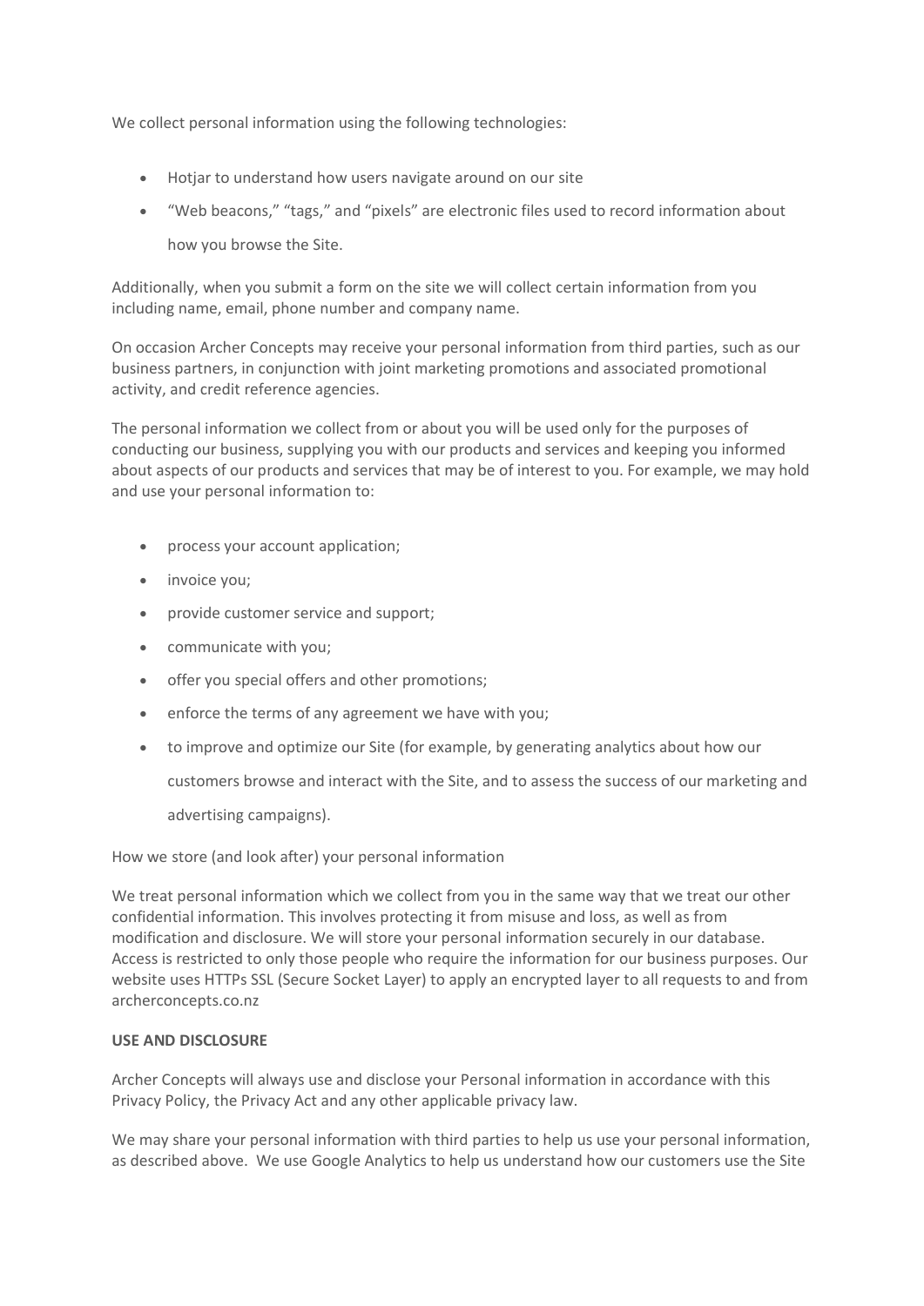We collect personal information using the following technologies:

- Hotjar to understand how users navigate around on our site
- "Web beacons," "tags," and "pixels" are electronic files used to record information about how you browse the Site.

Additionally, when you submit a form on the site we will collect certain information from you including name, email, phone number and company name.

On occasion Archer Concepts may receive your personal information from third parties, such as our business partners, in conjunction with joint marketing promotions and associated promotional activity, and credit reference agencies.

The personal information we collect from or about you will be used only for the purposes of conducting our business, supplying you with our products and services and keeping you informed about aspects of our products and services that may be of interest to you. For example, we may hold and use your personal information to:

- process your account application;
- invoice you;
- provide customer service and support;
- communicate with you;
- offer you special offers and other promotions;
- enforce the terms of any agreement we have with you;
- to improve and optimize our Site (for example, by generating analytics about how our customers browse and interact with the Site, and to assess the success of our marketing and advertising campaigns).

How we store (and look after) your personal information

We treat personal information which we collect from you in the same way that we treat our other confidential information. This involves protecting it from misuse and loss, as well as from modification and disclosure. We will store your personal information securely in our database. Access is restricted to only those people who require the information for our business purposes. Our website uses HTTPs SSL (Secure Socket Layer) to apply an encrypted layer to all requests to and from archerconcepts.co.nz

**USE AND DISCLOSURE**

Archer Concepts will always use and disclose your Personal information in accordance with this Privacy Policy, the Privacy Act and any other applicable privacy law.

We may share your personal information with third parties to help us use your personal information, as described above. We use Google Analytics to help us understand how our customers use the Site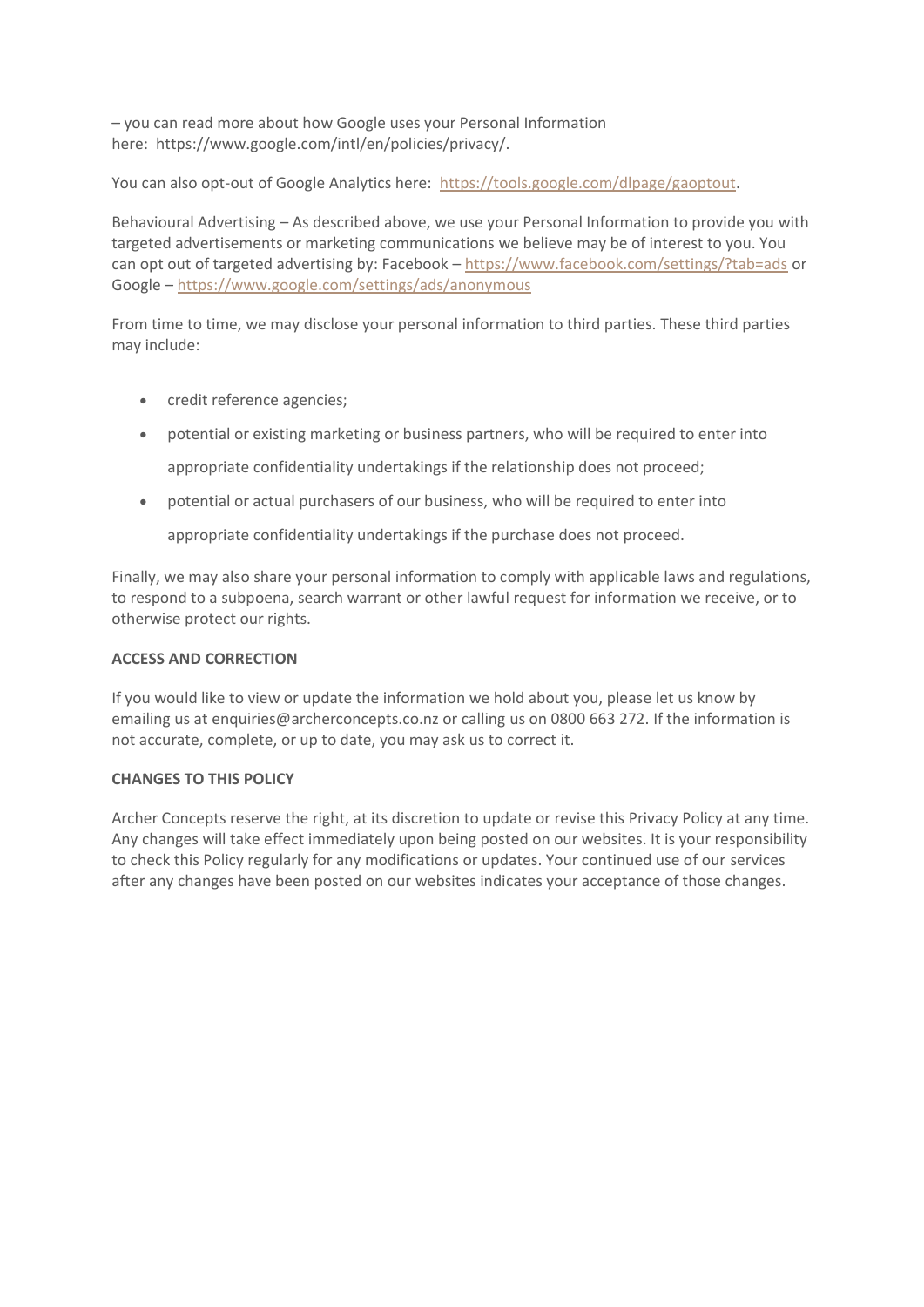– you can read more about how Google uses your Personal Information here: https://www.google.com/intl/en/policies/privacy/.

You can also opt-out of Google Analytics here: https://tools.google.com/dlpage/gaoptout.

Behavioural Advertising – As described above, we use your Personal Information to provide you with targeted advertisements or marketing communications we believe may be of interest to you. You can opt out of targeted advertising by: Facebook – https://www.facebook.com/settings/?tab=ads or Google – https://www.google.com/settings/ads/anonymous

From time to time, we may disclose your personal information to third parties. These third parties may include:

- credit reference agencies;
- potential or existing marketing or business partners, who will be required to enter into appropriate confidentiality undertakings if the relationship does not proceed;
- potential or actual purchasers of our business, who will be required to enter into appropriate confidentiality undertakings if the purchase does not proceed.

Finally, we may also share your personal information to comply with applicable laws and regulations, to respond to a subpoena, search warrant or other lawful request for information we receive, or to otherwise protect our rights.

**ACCESS AND CORRECTION**

If you would like to view or update the information we hold about you, please let us know by emailing us at enquiries@archerconcepts.co.nz or calling us on 0800 663 272. If the information is not accurate, complete, or up to date, you may ask us to correct it.

**CHANGES TO THIS POLICY**

Archer Concepts reserve the right, at its discretion to update or revise this Privacy Policy at any time. Any changes will take effect immediately upon being posted on our websites. It is your responsibility to check this Policy regularly for any modifications or updates. Your continued use of our services after any changes have been posted on our websites indicates your acceptance of those changes.